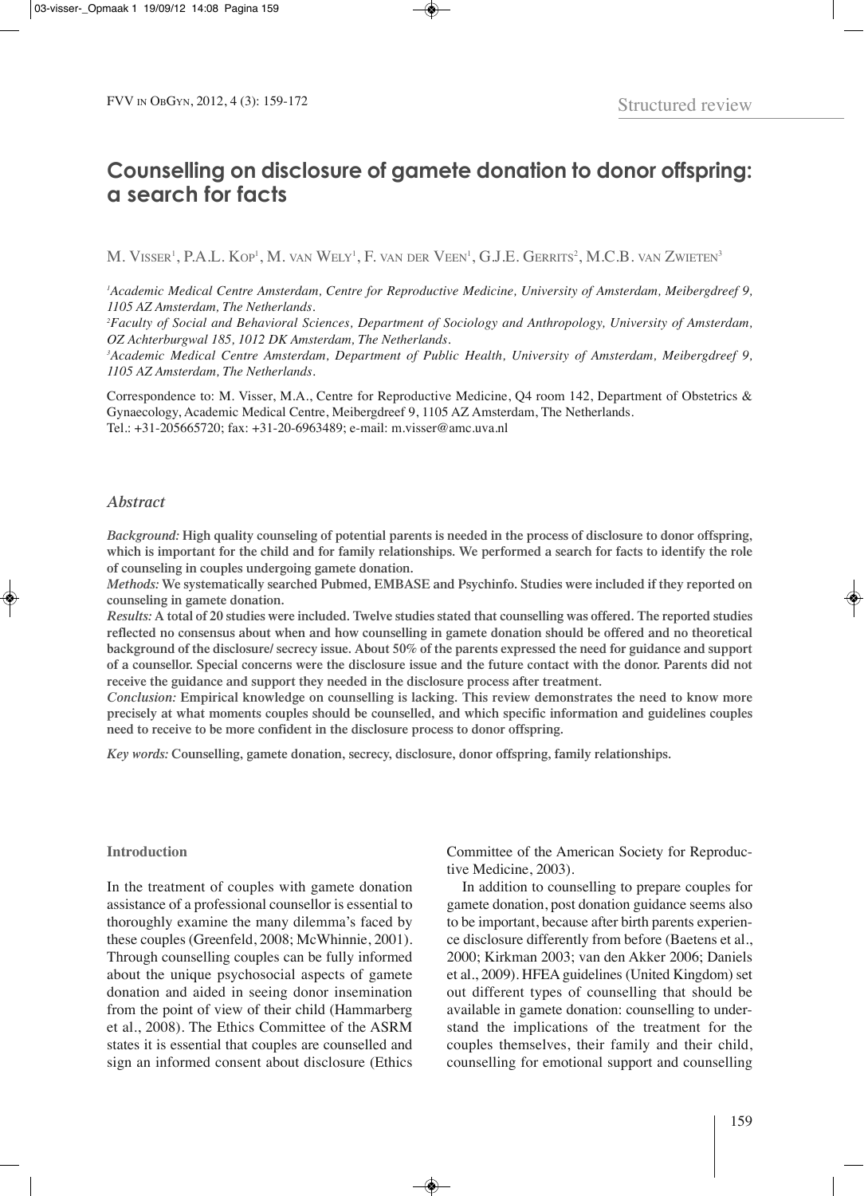Structured review

# Counselling on disclosure of gamete donation to donor offspring: a search for facts

M. Visser[1], P.A.L. Kop[1], M. van Wely[1], F. van der Veen[1], G.J.E. Gerrits[2], M.C.B. van Zwieten[3]

[1]*Academic Medical Centre Amsterdam, Centre for Reproductive Medicine, University of Amsterdam, Meibergdreef 9, 1105 AZ Amsterdam, The Netherlands.*

[2]*Faculty of Social and Behavioral Sciences, Department of Sociology and Anthropology, University of Amsterdam, OZ Achterburgwal 185, 1012 DK Amsterdam, The Netherlands.*

[3]*Academic Medical Centre Amsterdam, Department of Public Health, University of Amsterdam, Meibergdreef 9, 1105 AZ Amsterdam, The Netherlands.*

Correspondence to: M. Visser, M.A., Centre for Reproductive Medicine, Q4 room 142, Department of Obstetrics & Gynaecology, Academic Medical Centre, Meibergdreef 9, 1105 AZ Amsterdam, The Netherlands.
Tel.: +31-205665720; fax: +31-20-6963489; e-mail: m.visser@amc.uva.nl

## *Abstract*

***Background:*** **High quality counseling of potential parents is needed in the process of disclosure to donor offspring, which is important for the child and for family relationships. We performed a search for facts to identify the role of counseling in couples undergoing gamete donation.**

***Methods:*** **We systematically searched Pubmed, EMBASE and Psychinfo. Studies were included if they reported on counseling in gamete donation.**

***Results:*** **A total of 20 studies were included. Twelve studies stated that counselling was offered. The reported studies reflected no consensus about when and how counselling in gamete donation should be offered and no theoretical background of the disclosure/ secrecy issue. About 50% of the parents expressed the need for guidance and support of a counsellor. Special concerns were the disclosure issue and the future contact with the donor. Parents did not receive the guidance and support they needed in the disclosure process after treatment.**

***Conclusion:*** **Empirical knowledge on counselling is lacking. This review demonstrates the need to know more precisely at what moments couples should be counselled, and which specific information and guidelines couples need to receive to be more confident in the disclosure process to donor offspring.**

***Key words:*** **Counselling, gamete donation, secrecy, disclosure, donor offspring, family relationships.**

### Introduction

In the treatment of couples with gamete donation assistance of a professional counsellor is essential to thoroughly examine the many dilemma's faced by these couples (Greenfeld, 2008; McWhinnie, 2001). Through counselling couples can be fully informed about the unique psychosocial aspects of gamete donation and aided in seeing donor insemination from the point of view of their child (Hammarberg et al., 2008). The Ethics Committee of the ASRM states it is essential that couples are counselled and sign an informed consent about disclosure (Ethics Committee of the American Society for Reproductive Medicine, 2003).

In addition to counselling to prepare couples for gamete donation, post donation guidance seems also to be important, because after birth parents experience disclosure differently from before (Baetens et al., 2000; Kirkman 2003; van den Akker 2006; Daniels et al., 2009). HFEA guidelines (United Kingdom) set out different types of counselling that should be available in gamete donation: counselling to understand the implications of the treatment for the couples themselves, their family and their child, counselling for emotional support and counselling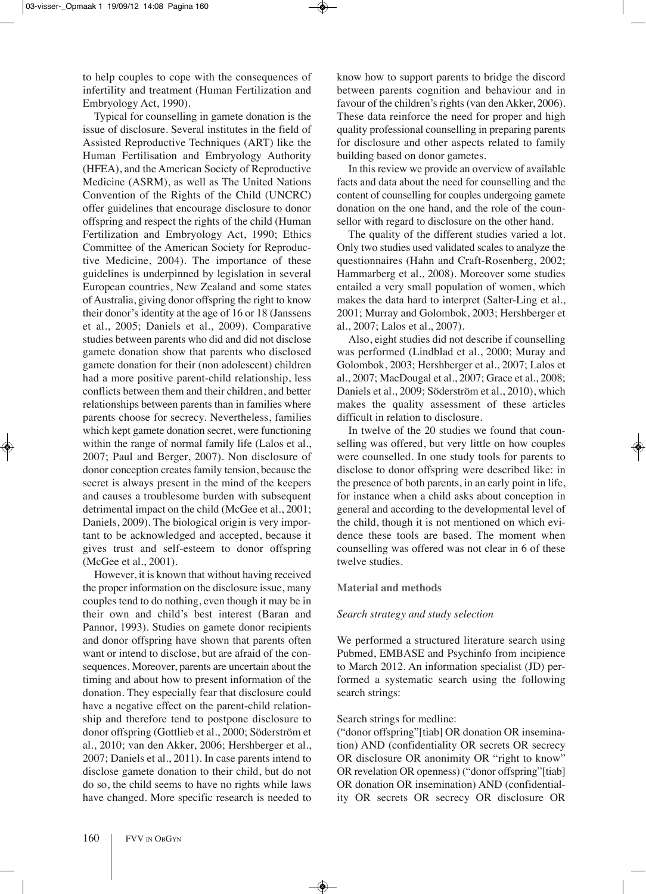to help couples to cope with the consequences of infertility and treatment (Human Fertilization and Embryology Act, 1990).

Typical for counselling in gamete donation is the issue of disclosure. Several institutes in the field of Assisted Reproductive Techniques (ART) like the Human Fertilisation and Embryology Authority (HFEA), and the American Society of Reproductive Medicine (ASRM), as well as The United Nations Convention of the Rights of the Child (UNCRC) offer guidelines that encourage disclosure to donor offspring and respect the rights of the child (Human Fertilization and Embryology Act, 1990; Ethics Committee of the American Society for Reproductive Medicine, 2004). The importance of these guidelines is underpinned by legislation in several European countries, New Zealand and some states of Australia, giving donor offspring the right to know their donor's identity at the age of 16 or 18 (Janssens et al., 2005; Daniels et al., 2009). Comparative studies between parents who did and did not disclose gamete donation show that parents who disclosed gamete donation for their (non adolescent) children had a more positive parent-child relationship, less conflicts between them and their children, and better relationships between parents than in families where parents choose for secrecy. Nevertheless, families which kept gamete donation secret, were functioning within the range of normal family life (Lalos et al., 2007; Paul and Berger, 2007). Non disclosure of donor conception creates family tension, because the secret is always present in the mind of the keepers and causes a troublesome burden with subsequent detrimental impact on the child (McGee et al., 2001; Daniels, 2009). The biological origin is very important to be acknowledged and accepted, because it gives trust and self-esteem to donor offspring (McGee et al., 2001).

However, it is known that without having received the proper information on the disclosure issue, many couples tend to do nothing, even though it may be in their own and child's best interest (Baran and Pannor, 1993). Studies on gamete donor recipients and donor offspring have shown that parents often want or intend to disclose, but are afraid of the consequences. Moreover, parents are uncertain about the timing and about how to present information of the donation. They especially fear that disclosure could have a negative effect on the parent-child relationship and therefore tend to postpone disclosure to donor offspring (Gottlieb et al., 2000; Söderström et al., 2010; van den Akker, 2006; Hershberger et al., 2007; Daniels et al., 2011). In case parents intend to disclose gamete donation to their child, but do not do so, the child seems to have no rights while laws have changed. More specific research is needed to know how to support parents to bridge the discord between parents cognition and behaviour and in favour of the children's rights (van den Akker, 2006). These data reinforce the need for proper and high quality professional counselling in preparing parents for disclosure and other aspects related to family building based on donor gametes.

In this review we provide an overview of available facts and data about the need for counselling and the content of counselling for couples undergoing gamete donation on the one hand, and the role of the counsellor with regard to disclosure on the other hand.

The quality of the different studies varied a lot. Only two studies used validated scales to analyze the questionnaires (Hahn and Craft-Rosenberg, 2002; Hammarberg et al., 2008). Moreover some studies entailed a very small population of women, which makes the data hard to interpret (Salter-Ling et al., 2001; Murray and Golombok, 2003; Hershberger et al., 2007; Lalos et al., 2007).

Also, eight studies did not describe if counselling was performed (Lindblad et al., 2000; Muray and Golombok, 2003; Hershberger et al., 2007; Lalos et al., 2007; MacDougal et al., 2007; Grace et al., 2008; Daniels et al., 2009; Söderström et al., 2010), which makes the quality assessment of these articles difficult in relation to disclosure.

In twelve of the 20 studies we found that counselling was offered, but very little on how couples were counselled. In one study tools for parents to disclose to donor offspring were described like: in the presence of both parents, in an early point in life, for instance when a child asks about conception in general and according to the developmental level of the child, though it is not mentioned on which evidence these tools are based. The moment when counselling was offered was not clear in 6 of these twelve studies.

## Material and methods

### *Search strategy and study selection*

We performed a structured literature search using Pubmed, EMBASE and Psychinfo from incipience to March 2012. An information specialist (JD) performed a systematic search using the following search strings:

Search strings for medline:
("donor offspring"[tiab] OR donation OR insemination) AND (confidentiality OR secrets OR secrecy OR disclosure OR anonimity OR "right to know" OR revelation OR openness) ("donor offspring"[tiab] OR donation OR insemination) AND (confidentiality OR secrets OR secrecy OR disclosure OR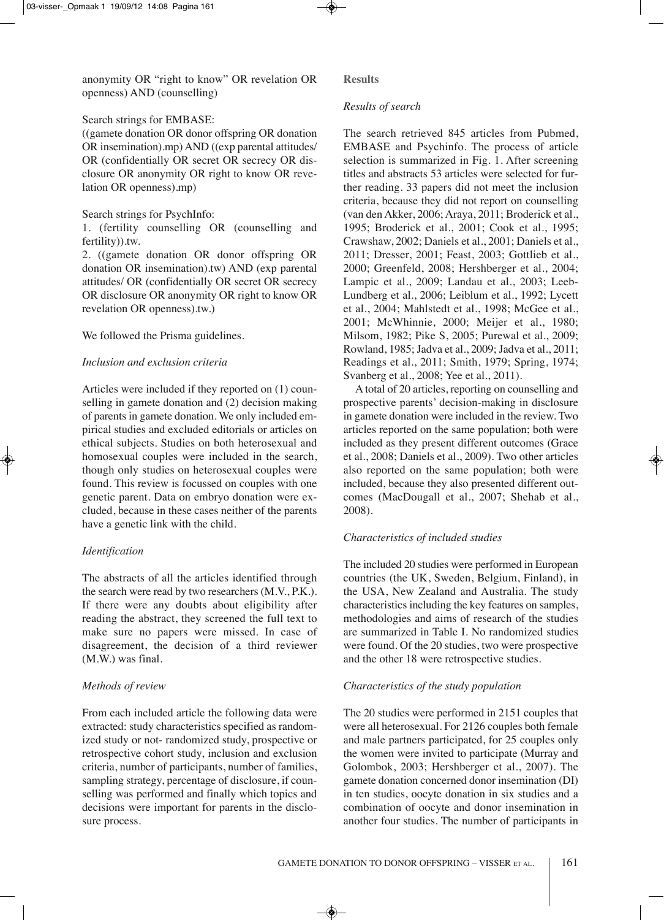anonymity OR "right to know" OR revelation OR openness) AND (counselling)

Search strings for EMBASE:
((gamete donation OR donor offspring OR donation OR insemination).mp) AND ((exp parental attitudes/ OR (confidentially OR secret OR secrecy OR disclosure OR anonymity OR right to know OR revelation OR openness).mp)

Search strings for PsychInfo:
1. (fertility counselling OR (counselling and fertility)).tw.
2. ((gamete donation OR donor offspring OR donation OR insemination).tw) AND (exp parental attitudes/ OR (confidentially OR secret OR secrecy OR disclosure OR anonymity OR right to know OR revelation OR openness).tw.)

We followed the Prisma guidelines.

### *Inclusion and exclusion criteria*

Articles were included if they reported on (1) counselling in gamete donation and (2) decision making of parents in gamete donation. We only included empirical studies and excluded editorials or articles on ethical subjects. Studies on both heterosexual and homosexual couples were included in the search, though only studies on heterosexual couples were found. This review is focussed on couples with one genetic parent. Data on embryo donation were excluded, because in these cases neither of the parents have a genetic link with the child.

### *Identification*

The abstracts of all the articles identified through the search were read by two researchers (M.V., P.K.). If there were any doubts about eligibility after reading the abstract, they screened the full text to make sure no papers were missed. In case of disagreement, the decision of a third reviewer (M.W.) was final.

### *Methods of review*

From each included article the following data were extracted: study characteristics specified as randomized study or not- randomized study, prospective or retrospective cohort study, inclusion and exclusion criteria, number of participants, number of families, sampling strategy, percentage of disclosure, if counselling was performed and finally which topics and decisions were important for parents in the disclosure process.

## Results

### *Results of search*

The search retrieved 845 articles from Pubmed, EMBASE and Psychinfo. The process of article selection is summarized in Fig. 1. After screening titles and abstracts 53 articles were selected for further reading. 33 papers did not meet the inclusion criteria, because they did not report on counselling (van den Akker, 2006; Araya, 2011; Broderick et al., 1995; Broderick et al., 2001; Cook et al., 1995; Crawshaw, 2002; Daniels et al., 2001; Daniels et al., 2011; Dresser, 2001; Feast, 2003; Gottlieb et al., 2000; Greenfeld, 2008; Hershberger et al., 2004; Lampic et al., 2009; Landau et al., 2003; Leeb-Lundberg et al., 2006; Leiblum et al., 1992; Lycett et al., 2004; Mahlstedt et al., 1998; McGee et al., 2001; McWhinnie, 2000; Meijer et al., 1980; Milsom, 1982; Pike S, 2005; Purewal et al., 2009; Rowland, 1985; Jadva et al., 2009; Jadva et al., 2011; Readings et al., 2011; Smith, 1979; Spring, 1974; Svanberg et al., 2008; Yee et al., 2011).

A total of 20 articles, reporting on counselling and prospective parents' decision-making in disclosure in gamete donation were included in the review. Two articles reported on the same population; both were included as they present different outcomes (Grace et al., 2008; Daniels et al., 2009). Two other articles also reported on the same population; both were included, because they also presented different outcomes (MacDougall et al., 2007; Shehab et al., 2008).

### *Characteristics of included studies*

The included 20 studies were performed in European countries (the UK, Sweden, Belgium, Finland), in the USA, New Zealand and Australia. The study characteristics including the key features on samples, methodologies and aims of research of the studies are summarized in Table I. No randomized studies were found. Of the 20 studies, two were prospective and the other 18 were retrospective studies.

### *Characteristics of the study population*

The 20 studies were performed in 2151 couples that were all heterosexual. For 2126 couples both female and male partners participated, for 25 couples only the women were invited to participate (Murray and Golombok, 2003; Hershberger et al., 2007). The gamete donation concerned donor insemination (DI) in ten studies, oocyte donation in six studies and a combination of oocyte and donor insemination in another four studies. The number of participants in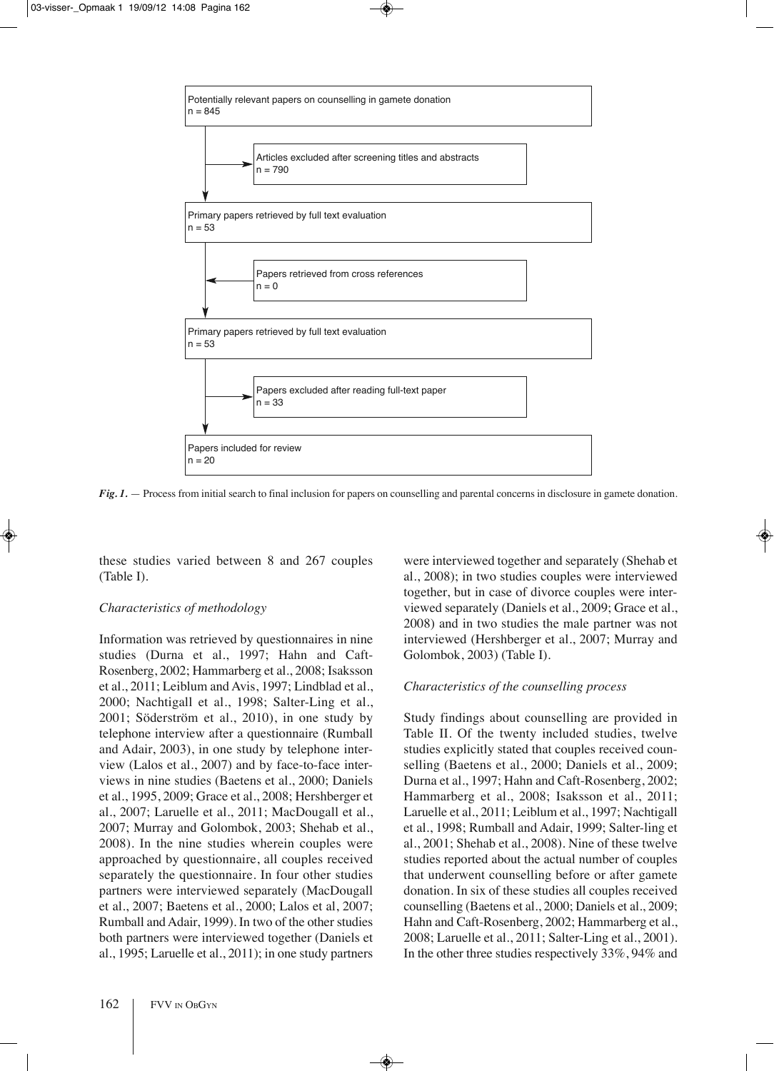Potentially relevant papers on counselling in gamete donation
n = 845

Articles excluded after screening titles and abstracts
n = 790

Primary papers retrieved by full text evaluation
n = 53

Papers retrieved from cross references
n = 0

Primary papers retrieved by full text evaluation
n = 53

Papers excluded after reading full-text paper
n = 33

Papers included for review
n = 20

***Fig. 1.*** — Process from initial search to final inclusion for papers on counselling and parental concerns in disclosure in gamete donation.

these studies varied between 8 and 267 couples (Table I).

*Characteristics of methodology*

Information was retrieved by questionnaires in nine studies (Durna et al., 1997; Hahn and Caft-Rosenberg, 2002; Hammarberg et al., 2008; Isaksson et al., 2011; Leiblum and Avis, 1997; Lindblad et al., 2000; Nachtigall et al., 1998; Salter-Ling et al., 2001; Söderström et al., 2010), in one study by telephone interview after a questionnaire (Rumball and Adair, 2003), in one study by telephone interview (Lalos et al., 2007) and by face-to-face interviews in nine studies (Baetens et al., 2000; Daniels et al., 1995, 2009; Grace et al., 2008; Hershberger et al., 2007; Laruelle et al., 2011; MacDougall et al., 2007; Murray and Golombok, 2003; Shehab et al., 2008). In the nine studies wherein couples were approached by questionnaire, all couples received separately the questionnaire. In four other studies partners were interviewed separately (MacDougall et al., 2007; Baetens et al., 2000; Lalos et al, 2007; Rumball and Adair, 1999). In two of the other studies both partners were interviewed together (Daniels et al., 1995; Laruelle et al., 2011); in one study partners were interviewed together and separately (Shehab et al., 2008); in two studies couples were interviewed together, but in case of divorce couples were interviewed separately (Daniels et al., 2009; Grace et al., 2008) and in two studies the male partner was not interviewed (Hershberger et al., 2007; Murray and Golombok, 2003) (Table I).

*Characteristics of the counselling process*

Study findings about counselling are provided in Table II. Of the twenty included studies, twelve studies explicitly stated that couples received counselling (Baetens et al., 2000; Daniels et al., 2009; Durna et al., 1997; Hahn and Caft-Rosenberg, 2002; Hammarberg et al., 2008; Isaksson et al., 2011; Laruelle et al., 2011; Leiblum et al., 1997; Nachtigall et al., 1998; Rumball and Adair, 1999; Salter-ling et al., 2001; Shehab et al., 2008). Nine of these twelve studies reported about the actual number of couples that underwent counselling before or after gamete donation. In six of these studies all couples received counselling (Baetens et al., 2000; Daniels et al., 2009; Hahn and Caft-Rosenberg, 2002; Hammarberg et al., 2008; Laruelle et al., 2011; Salter-Ling et al., 2001). In the other three studies respectively 33%, 94% and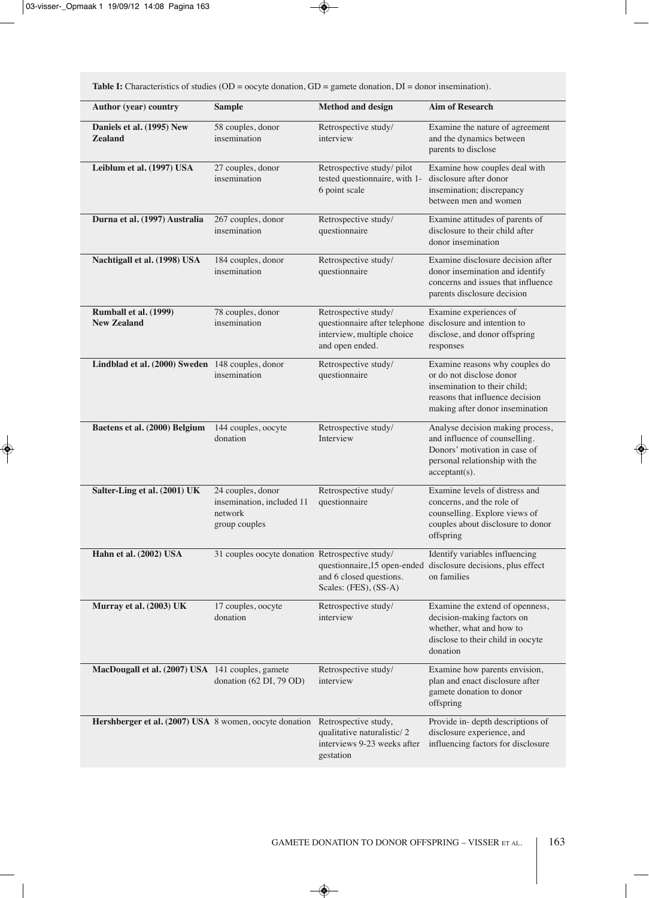**Table I:** Characteristics of studies (OD = oocyte donation, GD = gamete donation, DI = donor insemination).

| Author (year) country | Sample | Method and design | Aim of Research |
|---|---|---|---|
| **Daniels et al. (1995) New Zealand** | 58 couples, donor insemination | Retrospective study/ interview | Examine the nature of agreement and the dynamics between parents to disclose |
| **Leiblum et al. (1997) USA** | 27 couples, donor insemination | Retrospective study/ pilot tested questionnaire, with 1-6 point scale | Examine how couples deal with disclosure after donor insemination; discrepancy between men and women |
| **Durna et al. (1997) Australia** | 267 couples, donor insemination | Retrospective study/ questionnaire | Examine attitudes of parents of disclosure to their child after donor insemination |
| **Nachtigall et al. (1998) USA** | 184 couples, donor insemination | Retrospective study/ questionnaire | Examine disclosure decision after donor insemination and identify concerns and issues that influence parents disclosure decision |
| **Rumball et al. (1999) New Zealand** | 78 couples, donor insemination | Retrospective study/ questionnaire after telephone interview, multiple choice and open ended. | Examine experiences of disclosure and intention to disclose, and donor offspring responses |
| **Lindblad et al. (2000) Sweden** | 148 couples, donor insemination | Retrospective study/ questionnaire | Examine reasons why couples do or do not disclose donor insemination to their child; reasons that influence decision making after donor insemination |
| **Baetens et al. (2000) Belgium** | 144 couples, oocyte donation | Retrospective study/ Interview | Analyse decision making process, and influence of counselling. Donors' motivation in case of personal relationship with the acceptant(s). |
| **Salter-Ling et al. (2001) UK** | 24 couples, donor insemination, included 11 network group couples | Retrospective study/ questionnaire | Examine levels of distress and concerns, and the role of counselling. Explore views of couples about disclosure to donor offspring |
| **Hahn et al. (2002) USA** | 31 couples oocyte donation | Retrospective study/ questionnaire,15 open-ended and 6 closed questions. Scales: (FES), (SS-A) | Identify variables influencing disclosure decisions, plus effect on families |
| **Murray et al. (2003) UK** | 17 couples, oocyte donation | Retrospective study/ interview | Examine the extend of openness, decision-making factors on whether, what and how to disclose to their child in oocyte donation |
| **MacDougall et al. (2007) USA** | 141 couples, gamete donation (62 DI, 79 OD) | Retrospective study/ interview | Examine how parents envision, plan and enact disclosure after gamete donation to donor offspring |
| **Hershberger et al. (2007) USA** | 8 women, oocyte donation | Retrospective study, qualitative naturalistic/ 2 interviews 9-23 weeks after gestation | Provide in- depth descriptions of disclosure experience, and influencing factors for disclosure |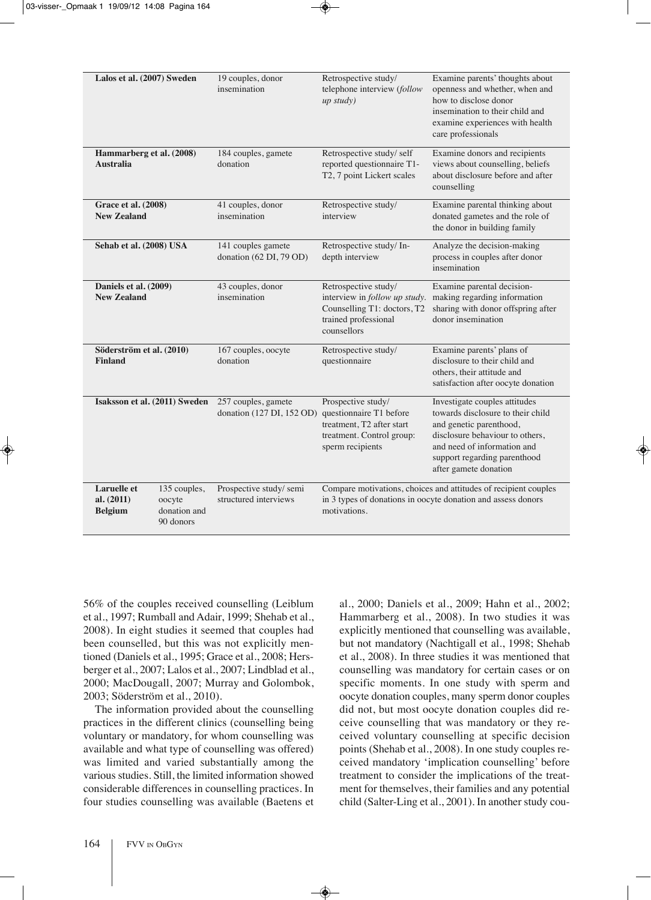| | | | |
|---|---|---|---|
| **Lalos et al. (2007) Sweden** | 19 couples, donor insemination | Retrospective study/ telephone interview (*follow up study)* | Examine parents' thoughts about openness and whether, when and how to disclose donor insemination to their child and examine experiences with health care professionals |
| **Hammarberg et al. (2008) Australia** | 184 couples, gamete donation | Retrospective study/ self reported questionnaire T1-T2, 7 point Lickert scales | Examine donors and recipients views about counselling, beliefs about disclosure before and after counselling |
| **Grace et al. (2008) New Zealand** | 41 couples, donor insemination | Retrospective study/ interview | Examine parental thinking about donated gametes and the role of the donor in building family |
| **Sehab et al. (2008) USA** | 141 couples gamete donation (62 DI, 79 OD) | Retrospective study/ In-depth interview | Analyze the decision-making process in couples after donor insemination |
| **Daniels et al. (2009) New Zealand** | 43 couples, donor insemination | Retrospective study/ interview in *follow up study.* Counselling T1: doctors, T2 trained professional counsellors | Examine parental decision-making regarding information sharing with donor offspring after donor insemination |
| **Söderström et al. (2010) Finland** | 167 couples, oocyte donation | Retrospective study/ questionnaire | Examine parents' plans of disclosure to their child and others, their attitude and satisfaction after oocyte donation |
| **Isaksson et al. (2011) Sweden** | 257 couples, gamete donation (127 DI, 152 OD) | Prospective study/ questionnaire T1 before treatment, T2 after start treatment. Control group: sperm recipients | Investigate couples attitudes towards disclosure to their child and genetic parenthood, disclosure behaviour to others, and need of information and support regarding parenthood after gamete donation |
| **Laruelle et al. (2011) Belgium** | 135 couples, oocyte donation and 90 donors | Prospective study/ semi structured interviews | Compare motivations, choices and attitudes of recipient couples in 3 types of donations in oocyte donation and assess donors motivations. |

56% of the couples received counselling (Leiblum et al., 1997; Rumball and Adair, 1999; Shehab et al., 2008). In eight studies it seemed that couples had been counselled, but this was not explicitly mentioned (Daniels et al., 1995; Grace et al., 2008; Hersberger et al., 2007; Lalos et al., 2007; Lindblad et al., 2000; MacDougall, 2007; Murray and Golombok, 2003; Söderström et al., 2010).

The information provided about the counselling practices in the different clinics (counselling being voluntary or mandatory, for whom counselling was available and what type of counselling was offered) was limited and varied substantially among the various studies. Still, the limited information showed considerable differences in counselling practices. In four studies counselling was available (Baetens et al., 2000; Daniels et al., 2009; Hahn et al., 2002; Hammarberg et al., 2008). In two studies it was explicitly mentioned that counselling was available, but not mandatory (Nachtigall et al., 1998; Shehab et al., 2008). In three studies it was mentioned that counselling was mandatory for certain cases or on specific moments. In one study with sperm and oocyte donation couples, many sperm donor couples did not, but most oocyte donation couples did receive counselling that was mandatory or they received voluntary counselling at specific decision points (Shehab et al., 2008). In one study couples received mandatory 'implication counselling' before treatment to consider the implications of the treatment for themselves, their families and any potential child (Salter-Ling et al., 2001). In another study cou-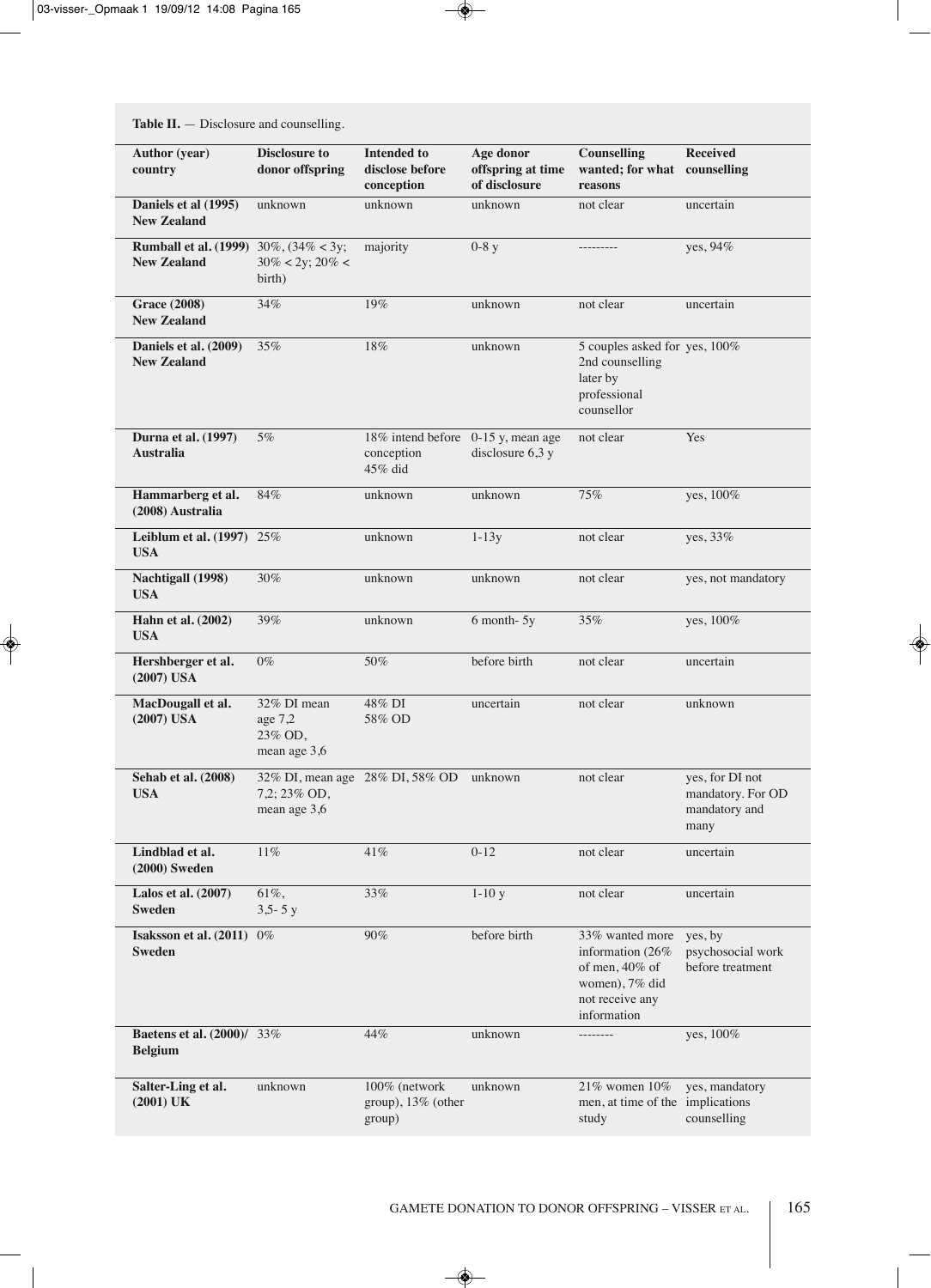**Table II.** — Disclosure and counselling.

| Author (year) country | Disclosure to donor offspring | Intended to disclose before conception | Age donor offspring at time of disclosure | Counselling wanted; for what reasons | Received counselling |
|---|---|---|---|---|---|
| **Daniels et al (1995) New Zealand** | unknown | unknown | unknown | not clear | uncertain |
| **Rumball et al. (1999) New Zealand** | 30%, (34% < 3y; 30% < 2y; 20% < birth) | majority | 0-8 y | --------- | yes, 94% |
| **Grace (2008) New Zealand** | 34% | 19% | unknown | not clear | uncertain |
| **Daniels et al. (2009) New Zealand** | 35% | 18% | unknown | 5 couples asked for 2nd counselling later by professional counsellor | yes, 100% |
| **Durna et al. (1997) Australia** | 5% | 18% intend before conception 45% did | 0-15 y, mean age disclosure 6,3 y | not clear | Yes |
| **Hammarberg et al. (2008) Australia** | 84% | unknown | unknown | 75% | yes, 100% |
| **Leiblum et al. (1997) USA** | 25% | unknown | 1-13y | not clear | yes, 33% |
| **Nachtigall (1998) USA** | 30% | unknown | unknown | not clear | yes, not mandatory |
| **Hahn et al. (2002) USA** | 39% | unknown | 6 month- 5y | 35% | yes, 100% |
| **Hershberger et al. (2007) USA** | 0% | 50% | before birth | not clear | uncertain |
| **MacDougall et al. (2007) USA** | 32% DI mean age 7,2 23% OD, mean age 3,6 | 48% DI 58% OD | uncertain | not clear | unknown |
| **Sehab et al. (2008) USA** | 32% DI, mean age 7,2; 23% OD, mean age 3,6 | 28% DI, 58% OD | unknown | not clear | yes, for DI not mandatory. For OD mandatory and many |
| **Lindblad et al. (2000) Sweden** | 11% | 41% | 0-12 | not clear | uncertain |
| **Lalos et al. (2007) Sweden** | 61%, 3,5- 5 y | 33% | 1-10 y | not clear | uncertain |
| **Isaksson et al. (2011) Sweden** | 0% | 90% | before birth | 33% wanted more information (26% of men, 40% of women), 7% did not receive any information | yes, by psychosocial work before treatment |
| **Baetens et al. (2000)/ Belgium** | 33% | 44% | unknown | -------- | yes, 100% |
| **Salter-Ling et al. (2001) UK** | unknown | 100% (network group), 13% (other group) | unknown | 21% women 10% men, at time of the study | yes, mandatory implications counselling |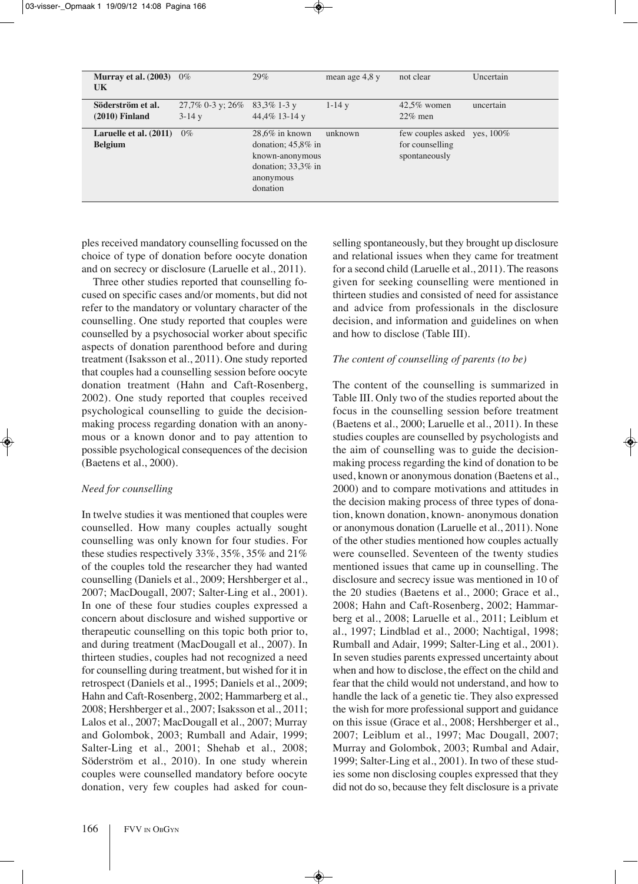| | | | | | |
|---|---|---|---|---|---|
| **Murray et al. (2003) UK** | 0% | 29% | mean age 4,8 y | not clear | Uncertain |
| **Söderström et al. (2010) Finland** | 27,7% 0-3 y; 26% 3-14 y | 83,3% 1-3 y 44,4% 13-14 y | 1-14 y | 42,5% women 22% men | uncertain |
| **Laruelle et al. (2011) Belgium** | 0% | 28,6% in known donation; 45,8% in known-anonymous donation; 33,3% in anonymous donation | unknown | few couples asked for counselling spontaneously | yes, 100% |

ples received mandatory counselling focussed on the choice of type of donation before oocyte donation and on secrecy or disclosure (Laruelle et al., 2011).

Three other studies reported that counselling focused on specific cases and/or moments, but did not refer to the mandatory or voluntary character of the counselling. One study reported that couples were counselled by a psychosocial worker about specific aspects of donation parenthood before and during treatment (Isaksson et al., 2011). One study reported that couples had a counselling session before oocyte donation treatment (Hahn and Caft-Rosenberg, 2002). One study reported that couples received psychological counselling to guide the decision-making process regarding donation with an anonymous or a known donor and to pay attention to possible psychological consequences of the decision (Baetens et al., 2000).

*Need for counselling*

In twelve studies it was mentioned that couples were counselled. How many couples actually sought counselling was only known for four studies. For these studies respectively 33%, 35%, 35% and 21% of the couples told the researcher they had wanted counselling (Daniels et al., 2009; Hershberger et al., 2007; MacDougall, 2007; Salter-Ling et al., 2001). In one of these four studies couples expressed a concern about disclosure and wished supportive or therapeutic counselling on this topic both prior to, and during treatment (MacDougall et al., 2007). In thirteen studies, couples had not recognized a need for counselling during treatment, but wished for it in retrospect (Daniels et al., 1995; Daniels et al., 2009; Hahn and Caft-Rosenberg, 2002; Hammarberg et al., 2008; Hershberger et al., 2007; Isaksson et al., 2011; Lalos et al., 2007; MacDougall et al., 2007; Murray and Golombok, 2003; Rumball and Adair, 1999; Salter-Ling et al., 2001; Shehab et al., 2008; Söderström et al., 2010). In one study wherein couples were counselled mandatory before oocyte donation, very few couples had asked for counselling spontaneously, but they brought up disclosure and relational issues when they came for treatment for a second child (Laruelle et al., 2011). The reasons given for seeking counselling were mentioned in thirteen studies and consisted of need for assistance and advice from professionals in the disclosure decision, and information and guidelines on when and how to disclose (Table III).

*The content of counselling of parents (to be)*

The content of the counselling is summarized in Table III. Only two of the studies reported about the focus in the counselling session before treatment (Baetens et al., 2000; Laruelle et al., 2011). In these studies couples are counselled by psychologists and the aim of counselling was to guide the decision-making process regarding the kind of donation to be used, known or anonymous donation (Baetens et al., 2000) and to compare motivations and attitudes in the decision making process of three types of donation, known donation, known- anonymous donation or anonymous donation (Laruelle et al., 2011). None of the other studies mentioned how couples actually were counselled. Seventeen of the twenty studies mentioned issues that came up in counselling. The disclosure and secrecy issue was mentioned in 10 of the 20 studies (Baetens et al., 2000; Grace et al., 2008; Hahn and Caft-Rosenberg, 2002; Hammarberg et al., 2008; Laruelle et al., 2011; Leiblum et al., 1997; Lindblad et al., 2000; Nachtigal, 1998; Rumball and Adair, 1999; Salter-Ling et al., 2001). In seven studies parents expressed uncertainty about when and how to disclose, the effect on the child and fear that the child would not understand, and how to handle the lack of a genetic tie. They also expressed the wish for more professional support and guidance on this issue (Grace et al., 2008; Hershberger et al., 2007; Leiblum et al., 1997; Mac Dougall, 2007; Murray and Golombok, 2003; Rumbal and Adair, 1999; Salter-Ling et al., 2001). In two of these studies some non disclosing couples expressed that they did not do so, because they felt disclosure is a private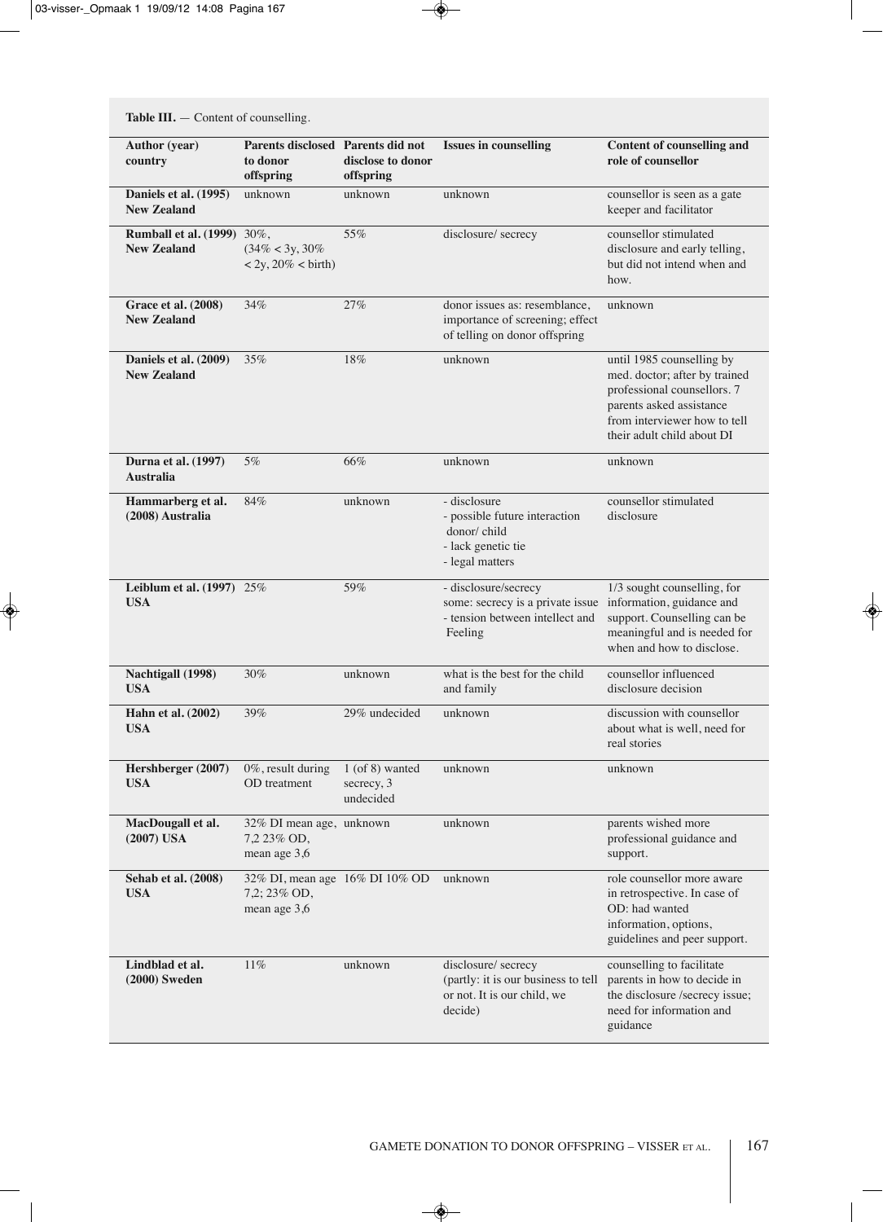**Table III.** — Content of counselling.

| Author (year) country | Parents disclosed to donor offspring | Parents did not disclose to donor offspring | Issues in counselling | Content of counselling and role of counsellor |
|---|---|---|---|---|
| **Daniels et al. (1995) New Zealand** | unknown | unknown | unknown | counsellor is seen as a gate keeper and facilitator |
| **Rumball et al. (1999) New Zealand** | 30%, (34% < 3y, 30% < 2y, 20% < birth) | 55% | disclosure/ secrecy | counsellor stimulated disclosure and early telling, but did not intend when and how. |
| **Grace et al. (2008) New Zealand** | 34% | 27% | donor issues as: resemblance, importance of screening; effect of telling on donor offspring | unknown |
| **Daniels et al. (2009) New Zealand** | 35% | 18% | unknown | until 1985 counselling by med. doctor; after by trained professional counsellors. 7 parents asked assistance from interviewer how to tell their adult child about DI |
| **Durna et al. (1997) Australia** | 5% | 66% | unknown | unknown |
| **Hammarberg et al. (2008) Australia** | 84% | unknown | - disclosure<br>- possible future interaction donor/ child<br>- lack genetic tie<br>- legal matters | counsellor stimulated disclosure |
| **Leiblum et al. (1997) USA** | 25% | 59% | - disclosure/secrecy some: secrecy is a private issue<br>- tension between intellect and Feeling | 1/3 sought counselling, for information, guidance and support. Counselling can be meaningful and is needed for when and how to disclose. |
| **Nachtigall (1998) USA** | 30% | unknown | what is the best for the child and family | counsellor influenced disclosure decision |
| **Hahn et al. (2002) USA** | 39% | 29% undecided | unknown | discussion with counsellor about what is well, need for real stories |
| **Hershberger (2007) USA** | 0%, result during OD treatment | 1 (of 8) wanted secrecy, 3 undecided | unknown | unknown |
| **MacDougall et al. (2007) USA** | 32% DI mean age, 7,2 23% OD, mean age 3,6 | unknown | unknown | parents wished more professional guidance and support. |
| **Sehab et al. (2008) USA** | 32% DI, mean age 7,2; 23% OD, mean age 3,6 | 16% DI 10% OD | unknown | role counsellor more aware in retrospective. In case of OD: had wanted information, options, guidelines and peer support. |
| **Lindblad et al. (2000) Sweden** | 11% | unknown | disclosure/ secrecy (partly: it is our business to tell or not. It is our child, we decide) | counselling to facilitate parents in how to decide in the disclosure /secrecy issue; need for information and guidance |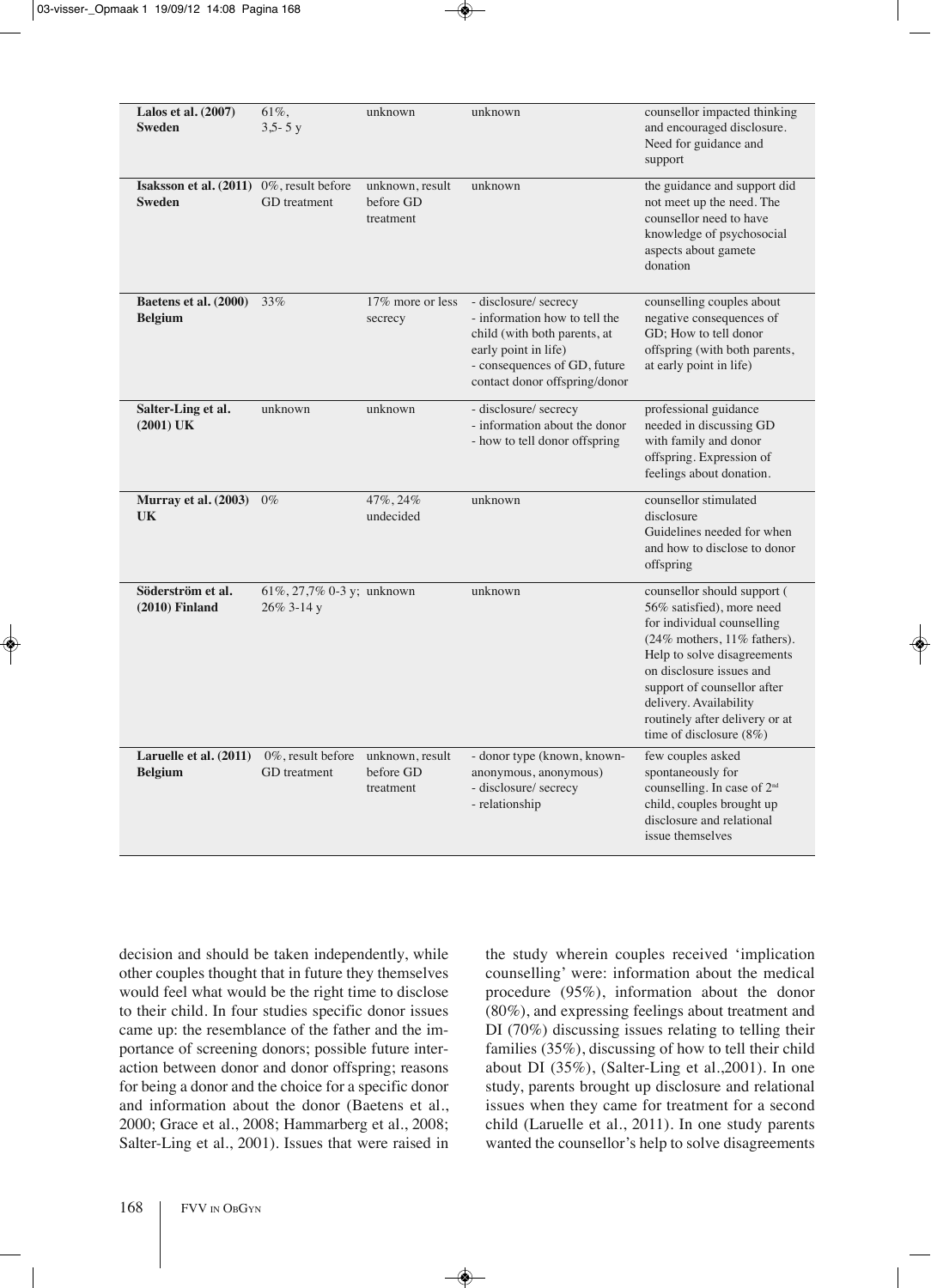| | | | | |
|---|---|---|---|---|
| **Lalos et al. (2007) Sweden** | 61%, 3,5- 5 y | unknown | unknown | counsellor impacted thinking and encouraged disclosure. Need for guidance and support |
| **Isaksson et al. (2011) Sweden** | 0%, result before GD treatment | unknown, result before GD treatment | unknown | the guidance and support did not meet up the need. The counsellor need to have knowledge of psychosocial aspects about gamete donation |
| **Baetens et al. (2000) Belgium** | 33% | 17% more or less secrecy | - disclosure/ secrecy<br>- information how to tell the child (with both parents, at early point in life)<br>- consequences of GD, future contact donor offspring/donor | counselling couples about negative consequences of GD; How to tell donor offspring (with both parents, at early point in life) |
| **Salter-Ling et al. (2001) UK** | unknown | unknown | - disclosure/ secrecy<br>- information about the donor<br>- how to tell donor offspring | professional guidance needed in discussing GD with family and donor offspring. Expression of feelings about donation. |
| **Murray et al. (2003) UK** | 0% | 47%, 24% undecided | unknown | counsellor stimulated disclosure<br>Guidelines needed for when and how to disclose to donor offspring |
| **Söderström et al. (2010) Finland** | 61%, 27,7% 0-3 y; 26% 3-14 y | unknown | unknown | counsellor should support ( 56% satisfied), more need for individual counselling (24% mothers, 11% fathers). Help to solve disagreements on disclosure issues and support of counsellor after delivery. Availability routinely after delivery or at time of disclosure (8%) |
| **Laruelle et al. (2011) Belgium** | 0%, result before GD treatment | unknown, result before GD treatment | - donor type (known, known-anonymous, anonymous)<br>- disclosure/ secrecy<br>- relationship | few couples asked spontaneously for counselling. In case of 2nd child, couples brought up disclosure and relational issue themselves |

decision and should be taken independently, while other couples thought that in future they themselves would feel what would be the right time to disclose to their child. In four studies specific donor issues came up: the resemblance of the father and the importance of screening donors; possible future interaction between donor and donor offspring; reasons for being a donor and the choice for a specific donor and information about the donor (Baetens et al., 2000; Grace et al., 2008; Hammarberg et al., 2008; Salter-Ling et al., 2001). Issues that were raised in the study wherein couples received 'implication counselling' were: information about the medical procedure (95%), information about the donor (80%), and expressing feelings about treatment and DI (70%) discussing issues relating to telling their families (35%), discussing of how to tell their child about DI (35%), (Salter-Ling et al.,2001). In one study, parents brought up disclosure and relational issues when they came for treatment for a second child (Laruelle et al., 2011). In one study parents wanted the counsellor's help to solve disagreements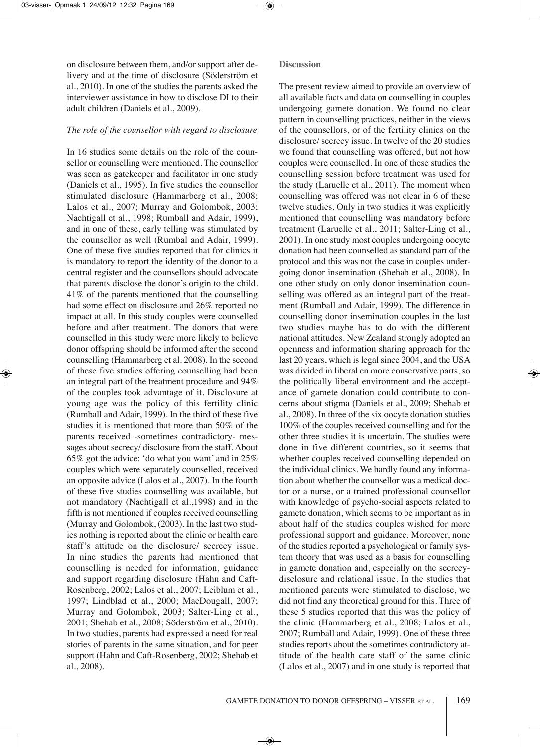on disclosure between them, and/or support after delivery and at the time of disclosure (Söderström et al., 2010). In one of the studies the parents asked the interviewer assistance in how to disclose DI to their adult children (Daniels et al., 2009).

*The role of the counsellor with regard to disclosure*

In 16 studies some details on the role of the counsellor or counselling were mentioned. The counsellor was seen as gatekeeper and facilitator in one study (Daniels et al., 1995). In five studies the counsellor stimulated disclosure (Hammarberg et al., 2008; Lalos et al., 2007; Murray and Golombok, 2003; Nachtigall et al., 1998; Rumball and Adair, 1999), and in one of these, early telling was stimulated by the counsellor as well (Rumbal and Adair, 1999). One of these five studies reported that for clinics it is mandatory to report the identity of the donor to a central register and the counsellors should advocate that parents disclose the donor's origin to the child. 41% of the parents mentioned that the counselling had some effect on disclosure and 26% reported no impact at all. In this study couples were counselled before and after treatment. The donors that were counselled in this study were more likely to believe donor offspring should be informed after the second counselling (Hammarberg et al. 2008). In the second of these five studies offering counselling had been an integral part of the treatment procedure and 94% of the couples took advantage of it. Disclosure at young age was the policy of this fertility clinic (Rumball and Adair, 1999). In the third of these five studies it is mentioned that more than 50% of the parents received -sometimes contradictory- messages about secrecy/ disclosure from the staff. About 65% got the advice: 'do what you want' and in 25% couples which were separately counselled, received an opposite advice (Lalos et al., 2007). In the fourth of these five studies counselling was available, but not mandatory (Nachtigall et al.,1998) and in the fifth is not mentioned if couples received counselling (Murray and Golombok, (2003). In the last two studies nothing is reported about the clinic or health care staff's attitude on the disclosure/ secrecy issue. In nine studies the parents had mentioned that counselling is needed for information, guidance and support regarding disclosure (Hahn and Caft-Rosenberg, 2002; Lalos et al., 2007; Leiblum et al., 1997; Lindblad et al., 2000; MacDougall, 2007; Murray and Golombok, 2003; Salter-Ling et al., 2001; Shehab et al., 2008; Söderström et al., 2010). In two studies, parents had expressed a need for real stories of parents in the same situation, and for peer support (Hahn and Caft-Rosenberg, 2002; Shehab et al., 2008).

**Discussion**

The present review aimed to provide an overview of all available facts and data on counselling in couples undergoing gamete donation. We found no clear pattern in counselling practices, neither in the views of the counsellors, or of the fertility clinics on the disclosure/ secrecy issue. In twelve of the 20 studies we found that counselling was offered, but not how couples were counselled. In one of these studies the counselling session before treatment was used for the study (Laruelle et al., 2011). The moment when counselling was offered was not clear in 6 of these twelve studies. Only in two studies it was explicitly mentioned that counselling was mandatory before treatment (Laruelle et al., 2011; Salter-Ling et al., 2001). In one study most couples undergoing oocyte donation had been counselled as standard part of the protocol and this was not the case in couples undergoing donor insemination (Shehab et al., 2008). In one other study on only donor insemination counselling was offered as an integral part of the treatment (Rumball and Adair, 1999). The difference in counselling donor insemination couples in the last two studies maybe has to do with the different national attitudes. New Zealand strongly adopted an openness and information sharing approach for the last 20 years, which is legal since 2004, and the USA was divided in liberal en more conservative parts, so the politically liberal environment and the acceptance of gamete donation could contribute to concerns about stigma (Daniels et al., 2009; Shehab et al., 2008). In three of the six oocyte donation studies 100% of the couples received counselling and for the other three studies it is uncertain. The studies were done in five different countries, so it seems that whether couples received counselling depended on the individual clinics. We hardly found any information about whether the counsellor was a medical doctor or a nurse, or a trained professional counsellor with knowledge of psycho-social aspects related to gamete donation, which seems to be important as in about half of the studies couples wished for more professional support and guidance. Moreover, none of the studies reported a psychological or family system theory that was used as a basis for counselling in gamete donation and, especially on the secrecy-disclosure and relational issue. In the studies that mentioned parents were stimulated to disclose, we did not find any theoretical ground for this. Three of these 5 studies reported that this was the policy of the clinic (Hammarberg et al., 2008; Lalos et al., 2007; Rumball and Adair, 1999). One of these three studies reports about the sometimes contradictory attitude of the health care staff of the same clinic (Lalos et al., 2007) and in one study is reported that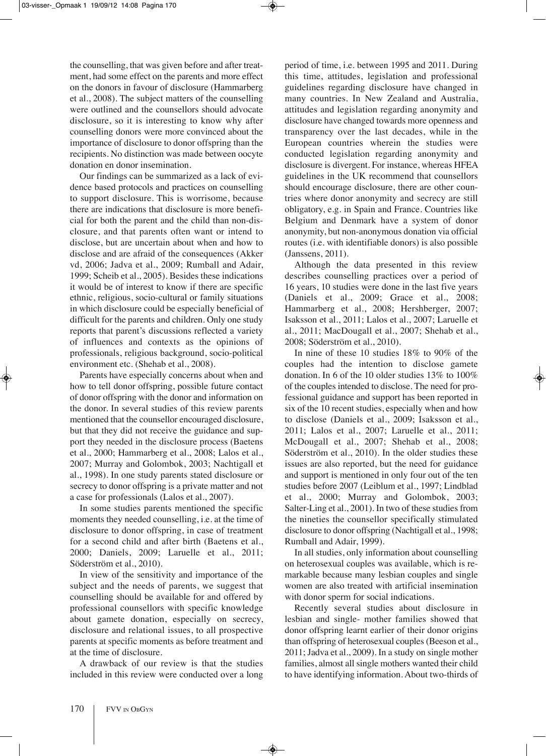the counselling, that was given before and after treatment, had some effect on the parents and more effect on the donors in favour of disclosure (Hammarberg et al., 2008). The subject matters of the counselling were outlined and the counsellors should advocate disclosure, so it is interesting to know why after counselling donors were more convinced about the importance of disclosure to donor offspring than the recipients. No distinction was made between oocyte donation en donor insemination.

Our findings can be summarized as a lack of evidence based protocols and practices on counselling to support disclosure. This is worrisome, because there are indications that disclosure is more beneficial for both the parent and the child than non-disclosure, and that parents often want or intend to disclose, but are uncertain about when and how to disclose and are afraid of the consequences (Akker vd, 2006; Jadva et al., 2009; Rumball and Adair, 1999; Scheib et al., 2005). Besides these indications it would be of interest to know if there are specific ethnic, religious, socio-cultural or family situations in which disclosure could be especially beneficial of difficult for the parents and children. Only one study reports that parent's discussions reflected a variety of influences and contexts as the opinions of professionals, religious background, socio-political environment etc. (Shehab et al., 2008).

Parents have especially concerns about when and how to tell donor offspring, possible future contact of donor offspring with the donor and information on the donor. In several studies of this review parents mentioned that the counsellor encouraged disclosure, but that they did not receive the guidance and support they needed in the disclosure process (Baetens et al., 2000; Hammarberg et al., 2008; Lalos et al., 2007; Murray and Golombok, 2003; Nachtigall et al., 1998). In one study parents stated disclosure or secrecy to donor offspring is a private matter and not a case for professionals (Lalos et al., 2007).

In some studies parents mentioned the specific moments they needed counselling, i.e. at the time of disclosure to donor offspring, in case of treatment for a second child and after birth (Baetens et al., 2000; Daniels, 2009; Laruelle et al., 2011; Söderström et al., 2010).

In view of the sensitivity and importance of the subject and the needs of parents, we suggest that counselling should be available for and offered by professional counsellors with specific knowledge about gamete donation, especially on secrecy, disclosure and relational issues, to all prospective parents at specific moments as before treatment and at the time of disclosure.

A drawback of our review is that the studies included in this review were conducted over a long period of time, i.e. between 1995 and 2011. During this time, attitudes, legislation and professional guidelines regarding disclosure have changed in many countries. In New Zealand and Australia, attitudes and legislation regarding anonymity and disclosure have changed towards more openness and transparency over the last decades, while in the European countries wherein the studies were conducted legislation regarding anonymity and disclosure is divergent. For instance, whereas HFEA guidelines in the UK recommend that counsellors should encourage disclosure, there are other countries where donor anonymity and secrecy are still obligatory, e.g. in Spain and France. Countries like Belgium and Denmark have a system of donor anonymity, but non-anonymous donation via official routes (i.e. with identifiable donors) is also possible (Janssens, 2011).

Although the data presented in this review describes counselling practices over a period of 16 years, 10 studies were done in the last five years (Daniels et al., 2009; Grace et al., 2008; Hammarberg et al., 2008; Hershberger, 2007; Isaksson et al., 2011; Lalos et al., 2007; Laruelle et al., 2011; MacDougall et al., 2007; Shehab et al., 2008; Söderström et al., 2010).

In nine of these 10 studies 18% to 90% of the couples had the intention to disclose gamete donation. In 6 of the 10 older studies 13% to 100% of the couples intended to disclose. The need for professional guidance and support has been reported in six of the 10 recent studies, especially when and how to disclose (Daniels et al., 2009; Isaksson et al., 2011; Lalos et al., 2007; Laruelle et al., 2011; McDougall et al., 2007; Shehab et al., 2008; Söderström et al., 2010). In the older studies these issues are also reported, but the need for guidance and support is mentioned in only four out of the ten studies before 2007 (Leiblum et al., 1997; Lindblad et al., 2000; Murray and Golombok, 2003; Salter-Ling et al., 2001). In two of these studies from the nineties the counsellor specifically stimulated disclosure to donor offspring (Nachtigall et al., 1998; Rumball and Adair, 1999).

In all studies, only information about counselling on heterosexual couples was available, which is remarkable because many lesbian couples and single women are also treated with artificial insemination with donor sperm for social indications.

Recently several studies about disclosure in lesbian and single- mother families showed that donor offspring learnt earlier of their donor origins than offspring of heterosexual couples (Beeson et al., 2011; Jadva et al., 2009). In a study on single mother families, almost all single mothers wanted their child to have identifying information. About two-thirds of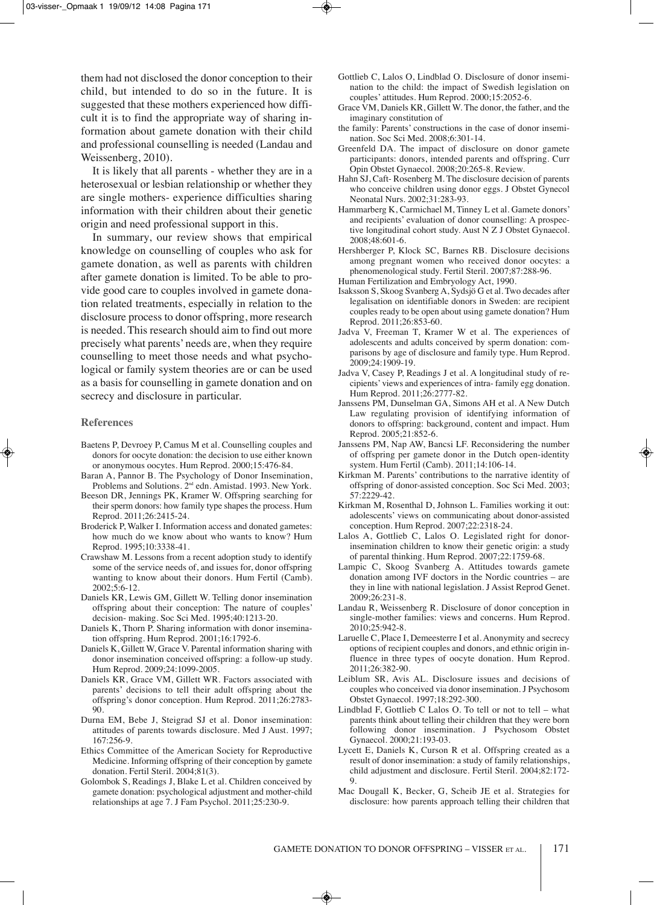them had not disclosed the donor conception to their child, but intended to do so in the future. It is suggested that these mothers experienced how difficult it is to find the appropriate way of sharing information about gamete donation with their child and professional counselling is needed (Landau and Weissenberg, 2010).

It is likely that all parents - whether they are in a heterosexual or lesbian relationship or whether they are single mothers- experience difficulties sharing information with their children about their genetic origin and need professional support in this.

In summary, our review shows that empirical knowledge on counselling of couples who ask for gamete donation, as well as parents with children after gamete donation is limited. To be able to provide good care to couples involved in gamete donation related treatments, especially in relation to the disclosure process to donor offspring, more research is needed. This research should aim to find out more precisely what parents' needs are, when they require counselling to meet those needs and what psychological or family system theories are or can be used as a basis for counselling in gamete donation and on secrecy and disclosure in particular.

## References

- Baetens P, Devroey P, Camus M et al. Counselling couples and donors for oocyte donation: the decision to use either known or anonymous oocytes. Hum Reprod. 2000;15:476-84.
- Baran A, Pannor B. The Psychology of Donor Insemination, Problems and Solutions. 2nd edn. Amistad. 1993. New York.
- Beeson DR, Jennings PK, Kramer W. Offspring searching for their sperm donors: how family type shapes the process. Hum Reprod. 2011;26:2415-24.
- Broderick P, Walker I. Information access and donated gametes: how much do we know about who wants to know? Hum Reprod. 1995;10:3338-41.
- Crawshaw M. Lessons from a recent adoption study to identify some of the service needs of, and issues for, donor offspring wanting to know about their donors. Hum Fertil (Camb). 2002;5:6-12.
- Daniels KR, Lewis GM, Gillett W. Telling donor insemination offspring about their conception: The nature of couples' decision- making. Soc Sci Med. 1995;40:1213-20.
- Daniels K, Thorn P. Sharing information with donor insemination offspring. Hum Reprod. 2001;16:1792-6.
- Daniels K, Gillett W, Grace V. Parental information sharing with donor insemination conceived offspring: a follow-up study. Hum Reprod. 2009;24:1099-2005.
- Daniels KR, Grace VM, Gillett WR. Factors associated with parents' decisions to tell their adult offspring about the offspring's donor conception. Hum Reprod. 2011;26:2783-90.
- Durna EM, Bebe J, Steigrad SJ et al. Donor insemination: attitudes of parents towards disclosure. Med J Aust. 1997; 167:256-9.
- Ethics Committee of the American Society for Reproductive Medicine. Informing offspring of their conception by gamete donation. Fertil Steril. 2004;81(3).
- Golombok S, Readings J, Blake L et al. Children conceived by gamete donation: psychological adjustment and mother-child relationships at age 7. J Fam Psychol. 2011;25:230-9.
- Gottlieb C, Lalos O, Lindblad O. Disclosure of donor insemination to the child: the impact of Swedish legislation on couples' attitudes. Hum Reprod. 2000;15:2052-6.
- Grace VM, Daniels KR, Gillett W. The donor, the father, and the imaginary constitution of the family: Parents' constructions in the case of donor insemination. Soc Sci Med. 2008;6:301-14.
- Greenfeld DA. The impact of disclosure on donor gamete participants: donors, intended parents and offspring. Curr Opin Obstet Gynaecol. 2008;20:265-8. Review.
- Hahn SJ, Caft- Rosenberg M. The disclosure decision of parents who conceive children using donor eggs. J Obstet Gynecol Neonatal Nurs. 2002;31:283-93.
- Hammarberg K, Carmichael M, Tinney L et al. Gamete donors' and recipients' evaluation of donor counselling: A prospective longitudinal cohort study. Aust N Z J Obstet Gynaecol. 2008;48:601-6.
- Hershberger P, Klock SC, Barnes RB. Disclosure decisions among pregnant women who received donor oocytes: a phenomenological study. Fertil Steril. 2007;87:288-96.
- Human Fertilization and Embryology Act, 1990.
- Isaksson S, Skoog Svanberg A, Sydsjö G et al. Two decades after legalisation on identifiable donors in Sweden: are recipient couples ready to be open about using gamete donation? Hum Reprod. 2011;26:853-60.
- Jadva V, Freeman T, Kramer W et al. The experiences of adolescents and adults conceived by sperm donation: comparisons by age of disclosure and family type. Hum Reprod. 2009;24:1909-19.
- Jadva V, Casey P, Readings J et al. A longitudinal study of recipients' views and experiences of intra- family egg donation. Hum Reprod. 2011;26:2777-82.
- Janssens PM, Dunselman GA, Simons AH et al. A New Dutch Law regulating provision of identifying information of donors to offspring: background, content and impact. Hum Reprod. 2005;21:852-6.
- Janssens PM, Nap AW, Bancsi LF. Reconsidering the number of offspring per gamete donor in the Dutch open-identity system. Hum Fertil (Camb). 2011;14:106-14.
- Kirkman M. Parents' contributions to the narrative identity of offspring of donor-assisted conception. Soc Sci Med. 2003; 57:2229-42.
- Kirkman M, Rosenthal D, Johnson L. Families working it out: adolescents' views on communicating about donor-assisted conception. Hum Reprod. 2007;22:2318-24.
- Lalos A, Gottlieb C, Lalos O. Legislated right for donor-insemination children to know their genetic origin: a study of parental thinking. Hum Reprod. 2007;22:1759-68.
- Lampic C, Skoog Svanberg A. Attitudes towards gamete donation among IVF doctors in the Nordic countries – are they in line with national legislation. J Assist Reprod Genet. 2009;26:231-8.
- Landau R, Weissenberg R. Disclosure of donor conception in single-mother families: views and concerns. Hum Reprod. 2010;25:942-8.
- Laruelle C, Place I, Demeesterre I et al. Anonymity and secrecy options of recipient couples and donors, and ethnic origin influence in three types of oocyte donation. Hum Reprod. 2011;26:382-90.
- Leiblum SR, Avis AL. Disclosure issues and decisions of couples who conceived via donor insemination. J Psychosom Obstet Gynaecol. 1997;18:292-300.
- Lindblad F, Gottlieb C Lalos O. To tell or not to tell – what parents think about telling their children that they were born following donor insemination. J Psychosom Obstet Gynaecol. 2000;21:193-03.
- Lycett E, Daniels K, Curson R et al. Offspring created as a result of donor insemination: a study of family relationships, child adjustment and disclosure. Fertil Steril. 2004;82:172-9.
- Mac Dougall K, Becker, G, Scheib JE et al. Strategies for disclosure: how parents approach telling their children that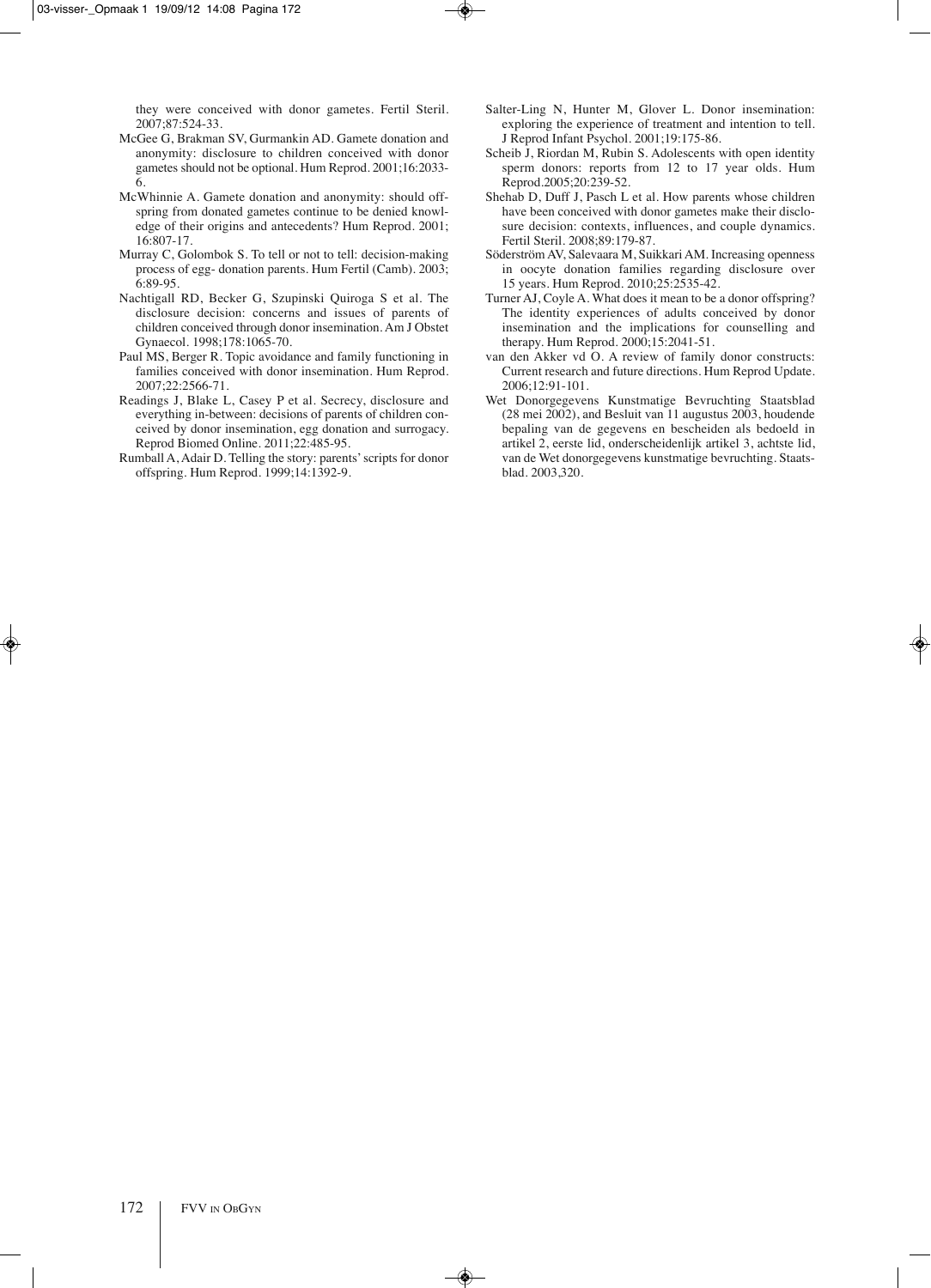they were conceived with donor gametes. Fertil Steril. 2007;87:524-33.

McGee G, Brakman SV, Gurmankin AD. Gamete donation and anonymity: disclosure to children conceived with donor gametes should not be optional. Hum Reprod. 2001;16:2033-6.

McWhinnie A. Gamete donation and anonymity: should offspring from donated gametes continue to be denied knowledge of their origins and antecedents? Hum Reprod. 2001; 16:807-17.

Murray C, Golombok S. To tell or not to tell: decision-making process of egg- donation parents. Hum Fertil (Camb). 2003; 6:89-95.

Nachtigall RD, Becker G, Szupinski Quiroga S et al. The disclosure decision: concerns and issues of parents of children conceived through donor insemination. Am J Obstet Gynaecol. 1998;178:1065-70.

Paul MS, Berger R. Topic avoidance and family functioning in families conceived with donor insemination. Hum Reprod. 2007;22:2566-71.

Readings J, Blake L, Casey P et al. Secrecy, disclosure and everything in-between: decisions of parents of children conceived by donor insemination, egg donation and surrogacy. Reprod Biomed Online. 2011;22:485-95.

Rumball A, Adair D. Telling the story: parents' scripts for donor offspring. Hum Reprod. 1999;14:1392-9.

Salter-Ling N, Hunter M, Glover L. Donor insemination: exploring the experience of treatment and intention to tell. J Reprod Infant Psychol. 2001;19:175-86.

Scheib J, Riordan M, Rubin S. Adolescents with open identity sperm donors: reports from 12 to 17 year olds. Hum Reprod.2005;20:239-52.

Shehab D, Duff J, Pasch L et al. How parents whose children have been conceived with donor gametes make their disclosure decision: contexts, influences, and couple dynamics. Fertil Steril. 2008;89:179-87.

Söderström AV, Salevaara M, Suikkari AM. Increasing openness in oocyte donation families regarding disclosure over 15 years. Hum Reprod. 2010;25:2535-42.

Turner AJ, Coyle A. What does it mean to be a donor offspring? The identity experiences of adults conceived by donor insemination and the implications for counselling and therapy. Hum Reprod. 2000;15:2041-51.

van den Akker vd O. A review of family donor constructs: Current research and future directions. Hum Reprod Update. 2006;12:91-101.

Wet Donorgegevens Kunstmatige Bevruchting Staatsblad (28 mei 2002), and Besluit van 11 augustus 2003, houdende bepaling van de gegevens en bescheiden als bedoeld in artikel 2, eerste lid, onderscheidenlijk artikel 3, achtste lid, van de Wet donorgegevens kunstmatige bevruchting. Staatsblad. 2003,320.